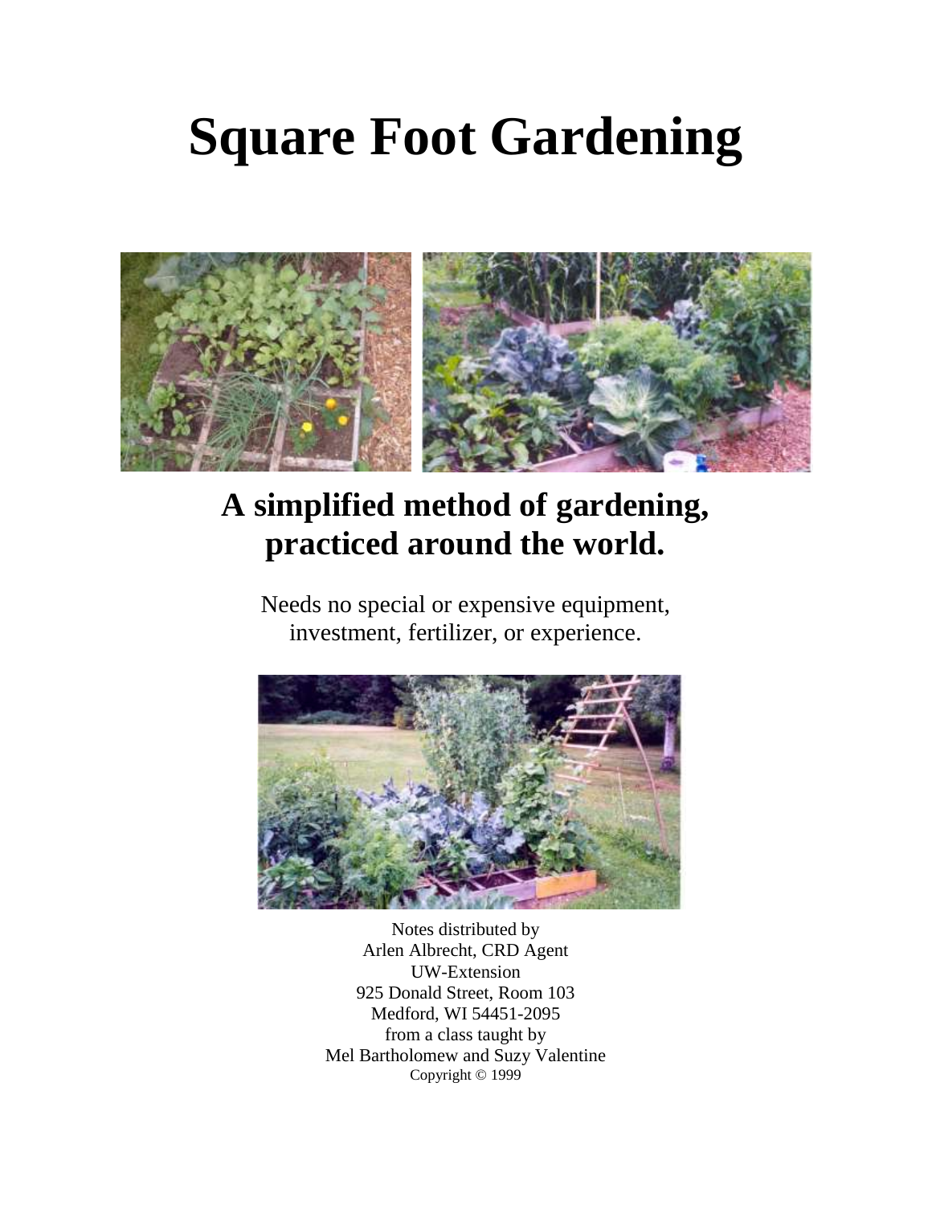# Square Foot Gardening

## A simplified method of gardening, practiced around the world.

Needs no special or expensive equipment, investment, fertilizer, or experience.

Notes distributed by
Arlen Albrecht, CRD Agent
UW-Extension
925 Donald Street, Room 103
Medford, WI 54451-2095
from a class taught by
Mel Bartholomew and Suzy Valentine
Copyright © 1999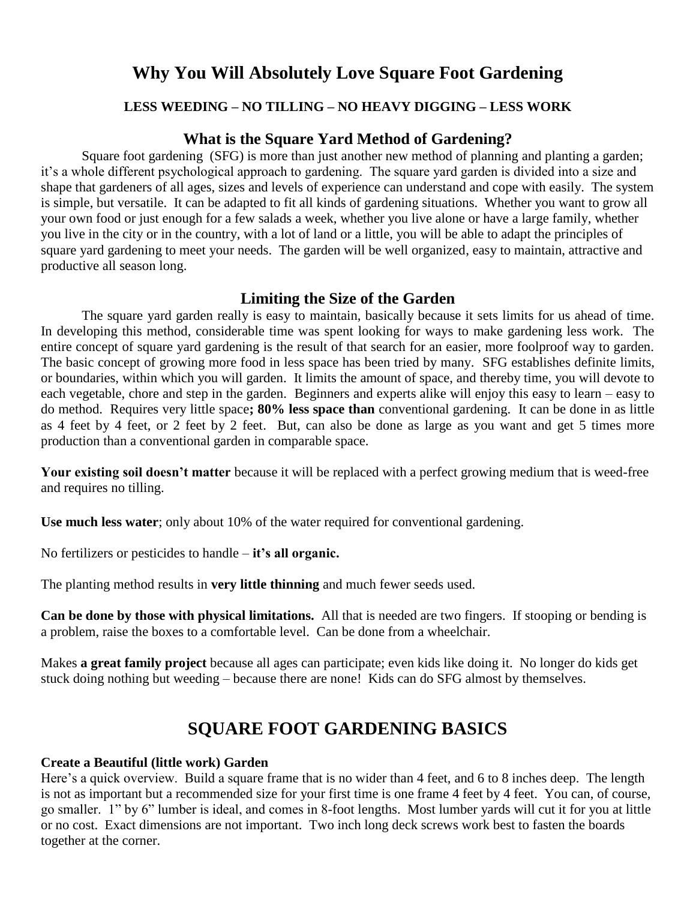# Why You Will Absolutely Love Square Foot Gardening

**LESS WEEDING – NO TILLING – NO HEAVY DIGGING – LESS WORK**

## What is the Square Yard Method of Gardening?

Square foot gardening (SFG) is more than just another new method of planning and planting a garden; it's a whole different psychological approach to gardening. The square yard garden is divided into a size and shape that gardeners of all ages, sizes and levels of experience can understand and cope with easily. The system is simple, but versatile. It can be adapted to fit all kinds of gardening situations. Whether you want to grow all your own food or just enough for a few salads a week, whether you live alone or have a large family, whether you live in the city or in the country, with a lot of land or a little, you will be able to adapt the principles of square yard gardening to meet your needs. The garden will be well organized, easy to maintain, attractive and productive all season long.

## Limiting the Size of the Garden

The square yard garden really is easy to maintain, basically because it sets limits for us ahead of time. In developing this method, considerable time was spent looking for ways to make gardening less work. The entire concept of square yard gardening is the result of that search for an easier, more foolproof way to garden. The basic concept of growing more food in less space has been tried by many. SFG establishes definite limits, or boundaries, within which you will garden. It limits the amount of space, and thereby time, you will devote to each vegetable, chore and step in the garden. Beginners and experts alike will enjoy this easy to learn – easy to do method. Requires very little space**; 80% less space than** conventional gardening. It can be done in as little as 4 feet by 4 feet, or 2 feet by 2 feet. But, can also be done as large as you want and get 5 times more production than a conventional garden in comparable space.

**Your existing soil doesn't matter** because it will be replaced with a perfect growing medium that is weed-free and requires no tilling.

**Use much less water**; only about 10% of the water required for conventional gardening.

No fertilizers or pesticides to handle – **it's all organic.**

The planting method results in **very little thinning** and much fewer seeds used.

**Can be done by those with physical limitations.** All that is needed are two fingers. If stooping or bending is a problem, raise the boxes to a comfortable level. Can be done from a wheelchair.

Makes **a great family project** because all ages can participate; even kids like doing it. No longer do kids get stuck doing nothing but weeding – because there are none! Kids can do SFG almost by themselves.

# SQUARE FOOT GARDENING BASICS

**Create a Beautiful (little work) Garden**

Here's a quick overview. Build a square frame that is no wider than 4 feet, and 6 to 8 inches deep. The length is not as important but a recommended size for your first time is one frame 4 feet by 4 feet. You can, of course, go smaller. 1" by 6" lumber is ideal, and comes in 8-foot lengths. Most lumber yards will cut it for you at little or no cost. Exact dimensions are not important. Two inch long deck screws work best to fasten the boards together at the corner.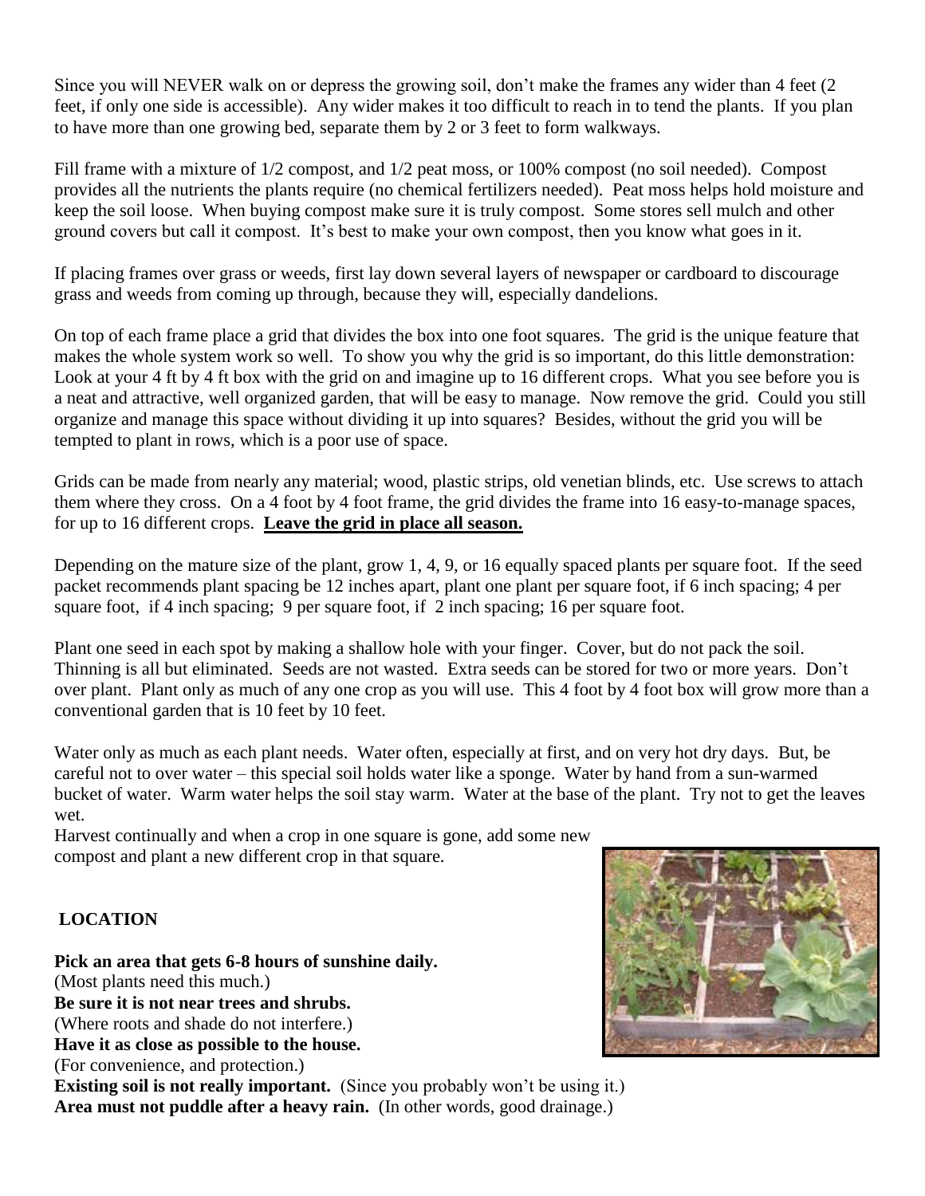Since you will NEVER walk on or depress the growing soil, don't make the frames any wider than 4 feet (2 feet, if only one side is accessible). Any wider makes it too difficult to reach in to tend the plants. If you plan to have more than one growing bed, separate them by 2 or 3 feet to form walkways.

Fill frame with a mixture of 1/2 compost, and 1/2 peat moss, or 100% compost (no soil needed). Compost provides all the nutrients the plants require (no chemical fertilizers needed). Peat moss helps hold moisture and keep the soil loose. When buying compost make sure it is truly compost. Some stores sell mulch and other ground covers but call it compost. It's best to make your own compost, then you know what goes in it.

If placing frames over grass or weeds, first lay down several layers of newspaper or cardboard to discourage grass and weeds from coming up through, because they will, especially dandelions.

On top of each frame place a grid that divides the box into one foot squares. The grid is the unique feature that makes the whole system work so well. To show you why the grid is so important, do this little demonstration: Look at your 4 ft by 4 ft box with the grid on and imagine up to 16 different crops. What you see before you is a neat and attractive, well organized garden, that will be easy to manage. Now remove the grid. Could you still organize and manage this space without dividing it up into squares? Besides, without the grid you will be tempted to plant in rows, which is a poor use of space.

Grids can be made from nearly any material; wood, plastic strips, old venetian blinds, etc. Use screws to attach them where they cross. On a 4 foot by 4 foot frame, the grid divides the frame into 16 easy-to-manage spaces, for up to 16 different crops. **Leave the grid in place all season.**

Depending on the mature size of the plant, grow 1, 4, 9, or 16 equally spaced plants per square foot. If the seed packet recommends plant spacing be 12 inches apart, plant one plant per square foot, if 6 inch spacing; 4 per square foot, if 4 inch spacing; 9 per square foot, if 2 inch spacing; 16 per square foot.

Plant one seed in each spot by making a shallow hole with your finger. Cover, but do not pack the soil. Thinning is all but eliminated. Seeds are not wasted. Extra seeds can be stored for two or more years. Don't over plant. Plant only as much of any one crop as you will use. This 4 foot by 4 foot box will grow more than a conventional garden that is 10 feet by 10 feet.

Water only as much as each plant needs. Water often, especially at first, and on very hot dry days. But, be careful not to over water – this special soil holds water like a sponge. Water by hand from a sun-warmed bucket of water. Warm water helps the soil stay warm. Water at the base of the plant. Try not to get the leaves wet.

Harvest continually and when a crop in one square is gone, add some new compost and plant a new different crop in that square.

## LOCATION

**Pick an area that gets 6-8 hours of sunshine daily.**
(Most plants need this much.)
**Be sure it is not near trees and shrubs.**
(Where roots and shade do not interfere.)
**Have it as close as possible to the house.**
(For convenience, and protection.)
**Existing soil is not really important.** (Since you probably won't be using it.)
**Area must not puddle after a heavy rain.** (In other words, good drainage.)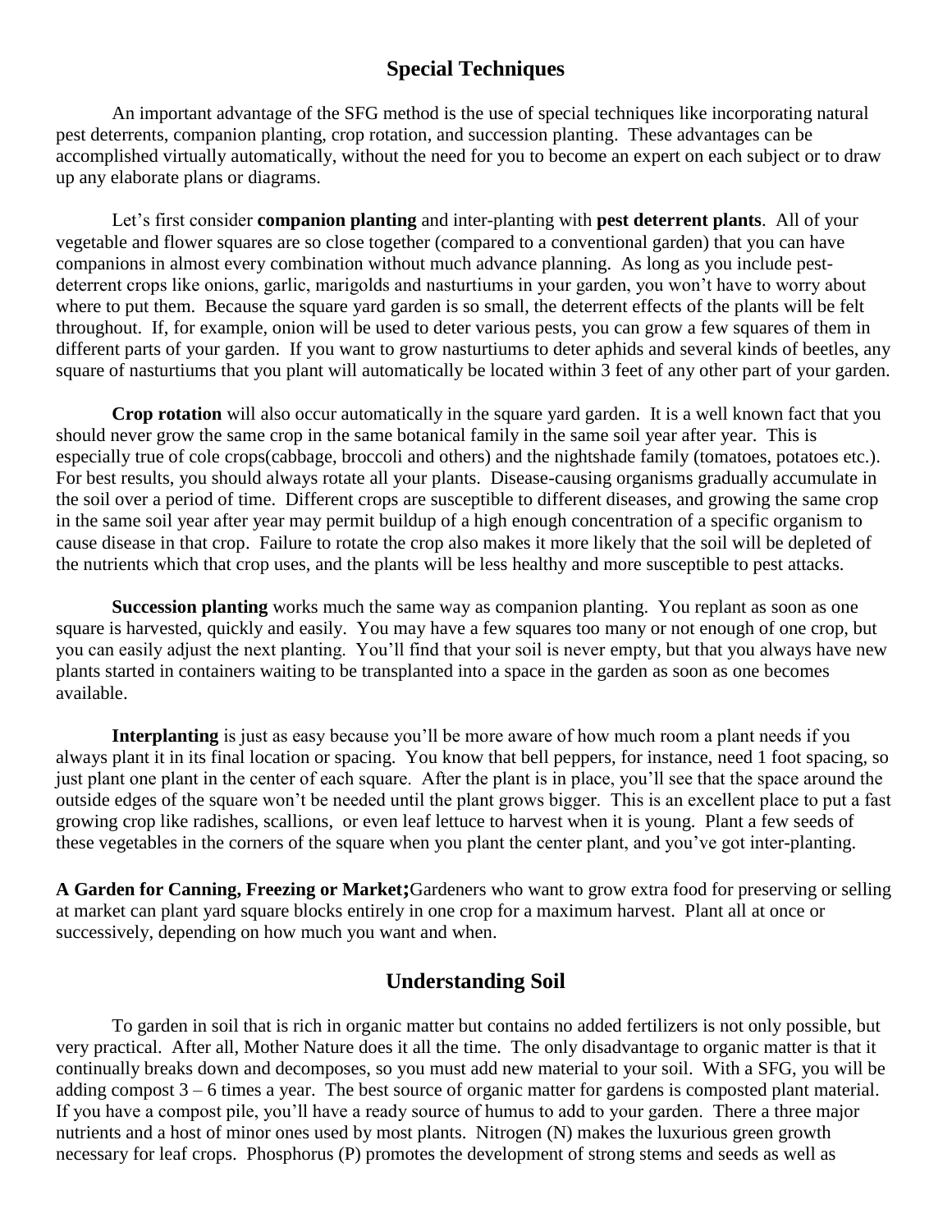## Special Techniques

An important advantage of the SFG method is the use of special techniques like incorporating natural pest deterrents, companion planting, crop rotation, and succession planting. These advantages can be accomplished virtually automatically, without the need for you to become an expert on each subject or to draw up any elaborate plans or diagrams.

Let's first consider **companion planting** and inter-planting with **pest deterrent plants**. All of your vegetable and flower squares are so close together (compared to a conventional garden) that you can have companions in almost every combination without much advance planning. As long as you include pest-deterrent crops like onions, garlic, marigolds and nasturtiums in your garden, you won't have to worry about where to put them. Because the square yard garden is so small, the deterrent effects of the plants will be felt throughout. If, for example, onion will be used to deter various pests, you can grow a few squares of them in different parts of your garden. If you want to grow nasturtiums to deter aphids and several kinds of beetles, any square of nasturtiums that you plant will automatically be located within 3 feet of any other part of your garden.

**Crop rotation** will also occur automatically in the square yard garden. It is a well known fact that you should never grow the same crop in the same botanical family in the same soil year after year. This is especially true of cole crops(cabbage, broccoli and others) and the nightshade family (tomatoes, potatoes etc.). For best results, you should always rotate all your plants. Disease-causing organisms gradually accumulate in the soil over a period of time. Different crops are susceptible to different diseases, and growing the same crop in the same soil year after year may permit buildup of a high enough concentration of a specific organism to cause disease in that crop. Failure to rotate the crop also makes it more likely that the soil will be depleted of the nutrients which that crop uses, and the plants will be less healthy and more susceptible to pest attacks.

**Succession planting** works much the same way as companion planting. You replant as soon as one square is harvested, quickly and easily. You may have a few squares too many or not enough of one crop, but you can easily adjust the next planting. You'll find that your soil is never empty, but that you always have new plants started in containers waiting to be transplanted into a space in the garden as soon as one becomes available.

**Interplanting** is just as easy because you'll be more aware of how much room a plant needs if you always plant it in its final location or spacing. You know that bell peppers, for instance, need 1 foot spacing, so just plant one plant in the center of each square. After the plant is in place, you'll see that the space around the outside edges of the square won't be needed until the plant grows bigger. This is an excellent place to put a fast growing crop like radishes, scallions, or even leaf lettuce to harvest when it is young. Plant a few seeds of these vegetables in the corners of the square when you plant the center plant, and you've got inter-planting.

**A Garden for Canning, Freezing or Market;**Gardeners who want to grow extra food for preserving or selling at market can plant yard square blocks entirely in one crop for a maximum harvest. Plant all at once or successively, depending on how much you want and when.

## Understanding Soil

To garden in soil that is rich in organic matter but contains no added fertilizers is not only possible, but very practical. After all, Mother Nature does it all the time. The only disadvantage to organic matter is that it continually breaks down and decomposes, so you must add new material to your soil. With a SFG, you will be adding compost 3 – 6 times a year. The best source of organic matter for gardens is composted plant material. If you have a compost pile, you'll have a ready source of humus to add to your garden. There a three major nutrients and a host of minor ones used by most plants. Nitrogen (N) makes the luxurious green growth necessary for leaf crops. Phosphorus (P) promotes the development of strong stems and seeds as well as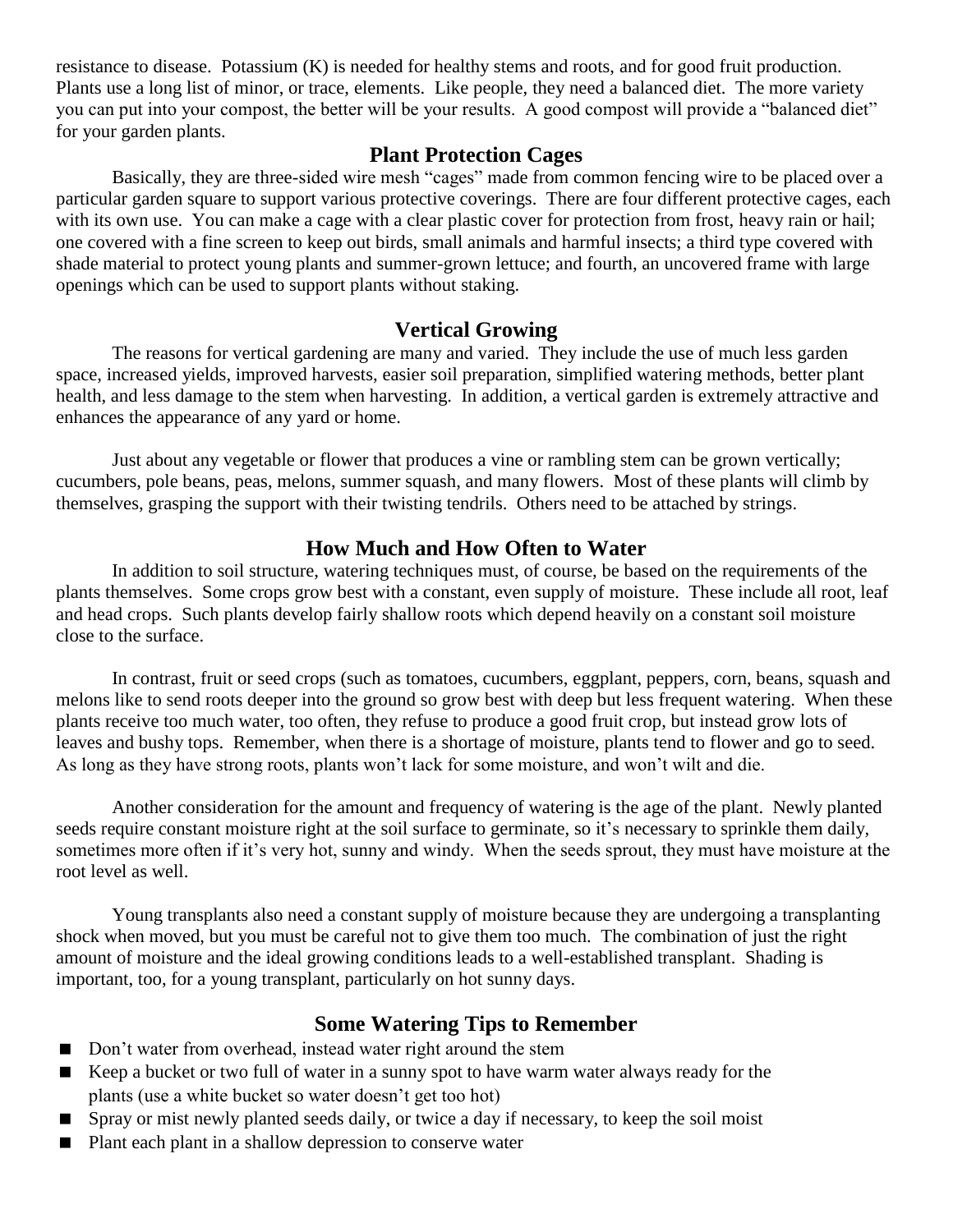resistance to disease. Potassium (K) is needed for healthy stems and roots, and for good fruit production. Plants use a long list of minor, or trace, elements. Like people, they need a balanced diet. The more variety you can put into your compost, the better will be your results. A good compost will provide a "balanced diet" for your garden plants.

## Plant Protection Cages

Basically, they are three-sided wire mesh "cages" made from common fencing wire to be placed over a particular garden square to support various protective coverings. There are four different protective cages, each with its own use. You can make a cage with a clear plastic cover for protection from frost, heavy rain or hail; one covered with a fine screen to keep out birds, small animals and harmful insects; a third type covered with shade material to protect young plants and summer-grown lettuce; and fourth, an uncovered frame with large openings which can be used to support plants without staking.

## Vertical Growing

The reasons for vertical gardening are many and varied. They include the use of much less garden space, increased yields, improved harvests, easier soil preparation, simplified watering methods, better plant health, and less damage to the stem when harvesting. In addition, a vertical garden is extremely attractive and enhances the appearance of any yard or home.

Just about any vegetable or flower that produces a vine or rambling stem can be grown vertically; cucumbers, pole beans, peas, melons, summer squash, and many flowers. Most of these plants will climb by themselves, grasping the support with their twisting tendrils. Others need to be attached by strings.

## How Much and How Often to Water

In addition to soil structure, watering techniques must, of course, be based on the requirements of the plants themselves. Some crops grow best with a constant, even supply of moisture. These include all root, leaf and head crops. Such plants develop fairly shallow roots which depend heavily on a constant soil moisture close to the surface.

In contrast, fruit or seed crops (such as tomatoes, cucumbers, eggplant, peppers, corn, beans, squash and melons like to send roots deeper into the ground so grow best with deep but less frequent watering. When these plants receive too much water, too often, they refuse to produce a good fruit crop, but instead grow lots of leaves and bushy tops. Remember, when there is a shortage of moisture, plants tend to flower and go to seed. As long as they have strong roots, plants won't lack for some moisture, and won't wilt and die.

Another consideration for the amount and frequency of watering is the age of the plant. Newly planted seeds require constant moisture right at the soil surface to germinate, so it's necessary to sprinkle them daily, sometimes more often if it's very hot, sunny and windy. When the seeds sprout, they must have moisture at the root level as well.

Young transplants also need a constant supply of moisture because they are undergoing a transplanting shock when moved, but you must be careful not to give them too much. The combination of just the right amount of moisture and the ideal growing conditions leads to a well-established transplant. Shading is important, too, for a young transplant, particularly on hot sunny days.

## Some Watering Tips to Remember

- Don't water from overhead, instead water right around the stem
- Keep a bucket or two full of water in a sunny spot to have warm water always ready for the plants (use a white bucket so water doesn't get too hot)
- Spray or mist newly planted seeds daily, or twice a day if necessary, to keep the soil moist
- Plant each plant in a shallow depression to conserve water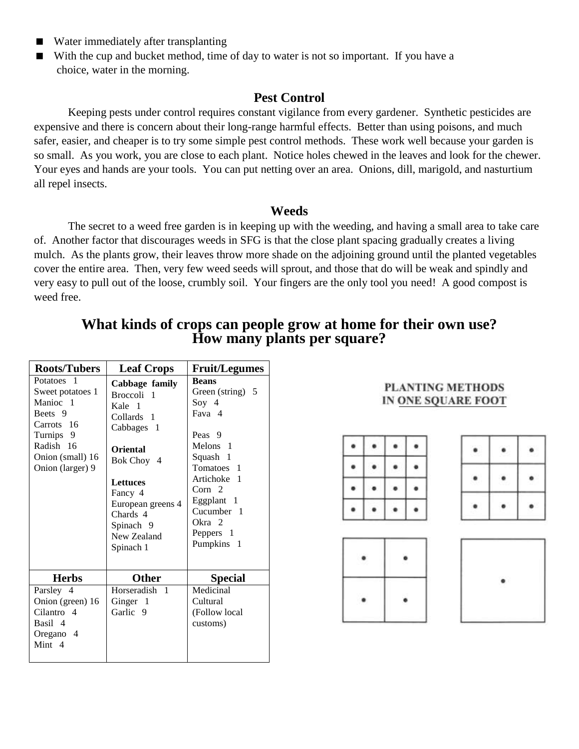- Water immediately after transplanting
- With the cup and bucket method, time of day to water is not so important. If you have a choice, water in the morning.

## Pest Control

Keeping pests under control requires constant vigilance from every gardener. Synthetic pesticides are expensive and there is concern about their long-range harmful effects. Better than using poisons, and much safer, easier, and cheaper is to try some simple pest control methods. These work well because your garden is so small. As you work, you are close to each plant. Notice holes chewed in the leaves and look for the chewer. Your eyes and hands are your tools. You can put netting over an area. Onions, dill, marigold, and nasturtium all repel insects.

## Weeds

The secret to a weed free garden is in keeping up with the weeding, and having a small area to take care of. Another factor that discourages weeds in SFG is that the close plant spacing gradually creates a living mulch. As the plants grow, their leaves throw more shade on the adjoining ground until the planted vegetables cover the entire area. Then, very few weed seeds will sprout, and those that do will be weak and spindly and very easy to pull out of the loose, crumbly soil. Your fingers are the only tool you need! A good compost is weed free.

## What kinds of crops can people grow at home for their own use? How many plants per square?

| Roots/Tubers | Leaf Crops | Fruit/Legumes |
|---|---|---|
| Potatoes 1<br>Sweet potatoes 1<br>Manioc 1<br>Beets 9<br>Carrots 16<br>Turnips 9<br>Radish 16<br>Onion (small) 16<br>Onion (larger) 9 | **Cabbage family**<br>Broccoli 1<br>Kale 1<br>Collards 1<br>Cabbages 1<br><br>**Oriental**<br>Bok Choy 4<br><br>**Lettuces**<br>Fancy 4<br>European greens 4<br>Chards 4<br>Spinach 9<br>New Zealand Spinach 1 | **Beans**<br>Green (string) 5<br>Soy 4<br>Fava 4<br><br>Peas 9<br>Melons 1<br>Squash 1<br>Tomatoes 1<br>Artichoke 1<br>Corn 2<br>Eggplant 1<br>Cucumber 1<br>Okra 2<br>Peppers 1<br>Pumpkins 1 |
| **Herbs** | **Other** | **Special** |
| Parsley 4<br>Onion (green) 16<br>Cilantro 4<br>Basil 4<br>Oregano 4<br>Mint 4 | Horseradish 1<br>Ginger 1<br>Garlic 9 | Medicinal<br>Cultural<br>(Follow local customs) |

PLANTING METHODS IN ONE SQUARE FOOT